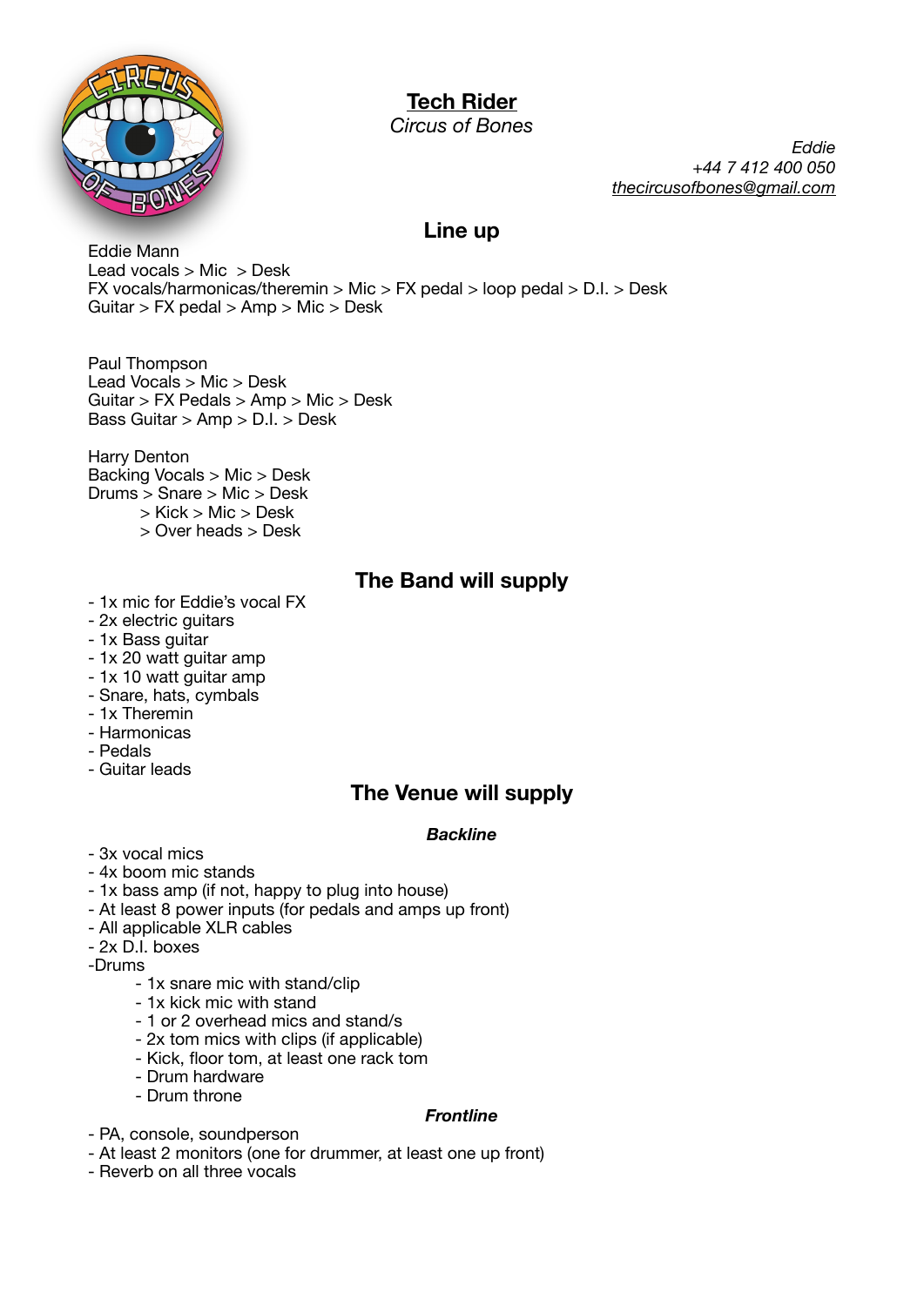# Tech Rider

*Circus of Bones*

*Eddie*
*+44 7 412 400 050*
*thecircusofbones@gmail.com*

## Line up

Eddie Mann
Lead vocals > Mic  > Desk
FX vocals/harmonicas/theremin > Mic > FX pedal > loop pedal > D.I. > Desk
Guitar > FX pedal > Amp > Mic > Desk

Paul Thompson
Lead Vocals > Mic > Desk
Guitar > FX Pedals > Amp > Mic > Desk
Bass Guitar > Amp > D.I. > Desk

Harry Denton
Backing Vocals > Mic > Desk
Drums > Snare > Mic > Desk
> Kick > Mic > Desk
> Over heads > Desk

## The Band will supply

- 1x mic for Eddie's vocal FX
- 2x electric guitars
- 1x Bass guitar
- 1x 20 watt guitar amp
- 1x 10 watt guitar amp
- Snare, hats, cymbals
- 1x Theremin
- Harmonicas
- Pedals
- Guitar leads

## The Venue will supply

### *Backline*

- 3x vocal mics
- 4x boom mic stands
- 1x bass amp (if not, happy to plug into house)
- At least 8 power inputs (for pedals and amps up front)
- All applicable XLR cables
- 2x D.I. boxes
- Drums
    - 1x snare mic with stand/clip
    - 1x kick mic with stand
    - 1 or 2 overhead mics and stand/s
    - 2x tom mics with clips (if applicable)
    - Kick, floor tom, at least one rack tom
    - Drum hardware
    - Drum throne

### *Frontline*

- PA, console, soundperson
- At least 2 monitors (one for drummer, at least one up front)
- Reverb on all three vocals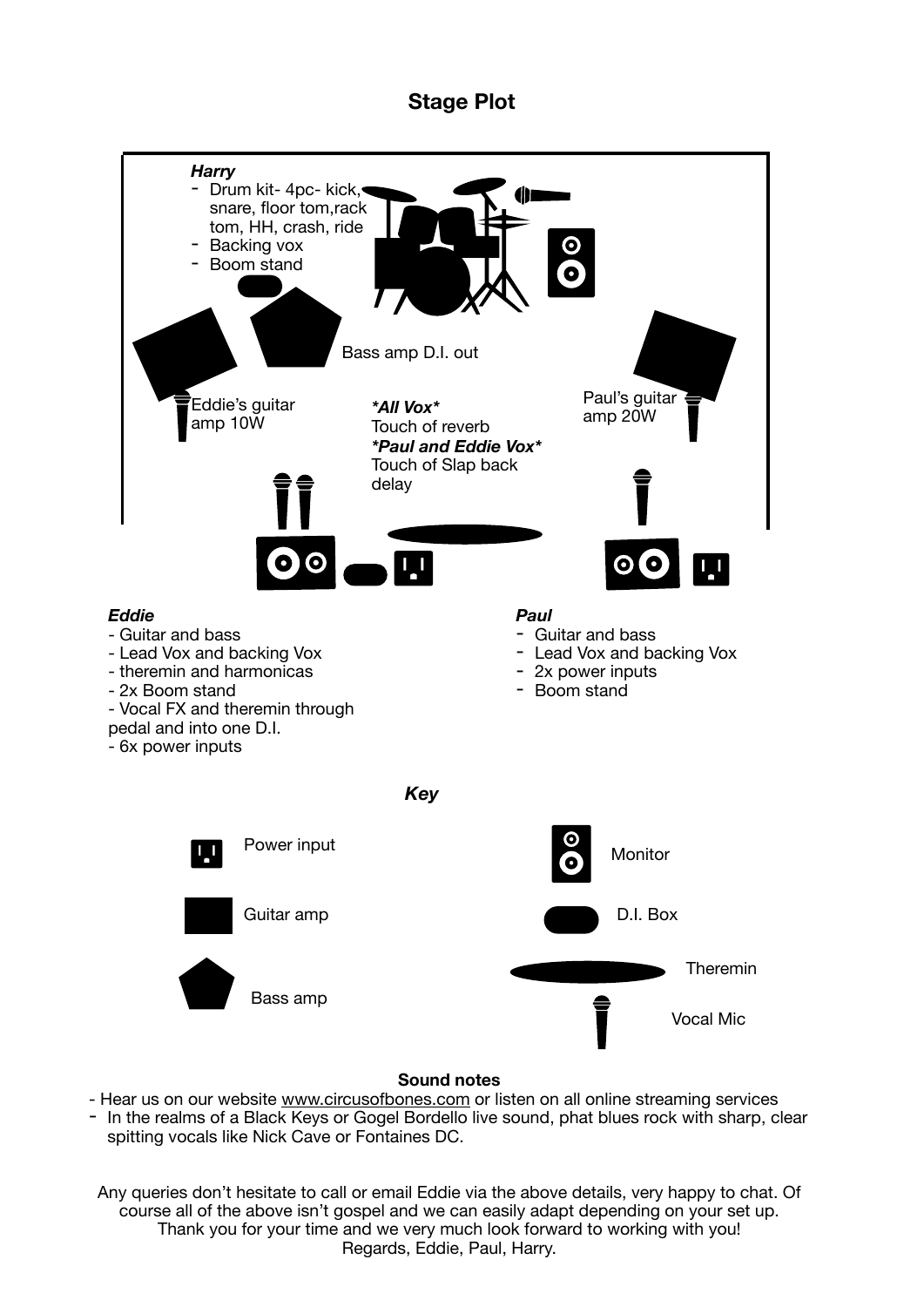## Stage Plot

***Harry***

- Drum kit- 4pc- kick, snare, floor tom,rack tom, HH, crash, ride
- Backing vox
- Boom stand

Bass amp D.I. out

Eddie's guitar amp 10W

***All Vox***
Touch of reverb
***Paul and Eddie Vox***
Touch of Slap back delay

Paul's guitar amp 20W

***Eddie***

- Guitar and bass
- Lead Vox and backing Vox
- theremin and harmonicas
- 2x Boom stand
- Vocal FX and theremin through pedal and into one D.I.
- 6x power inputs

***Paul***

- Guitar and bass
- Lead Vox and backing Vox
- 2x power inputs
- Boom stand

### *Key*

Power input

Guitar amp

Bass amp

Monitor

D.I. Box

Theremin

Vocal Mic

### Sound notes

- Hear us on our website www.circusofbones.com or listen on all online streaming services
- In the realms of a Black Keys or Gogel Bordello live sound, phat blues rock with sharp, clear spitting vocals like Nick Cave or Fontaines DC.

Any queries don't hesitate to call or email Eddie via the above details, very happy to chat. Of course all of the above isn't gospel and we can easily adapt depending on your set up. Thank you for your time and we very much look forward to working with you!
Regards, Eddie, Paul, Harry.